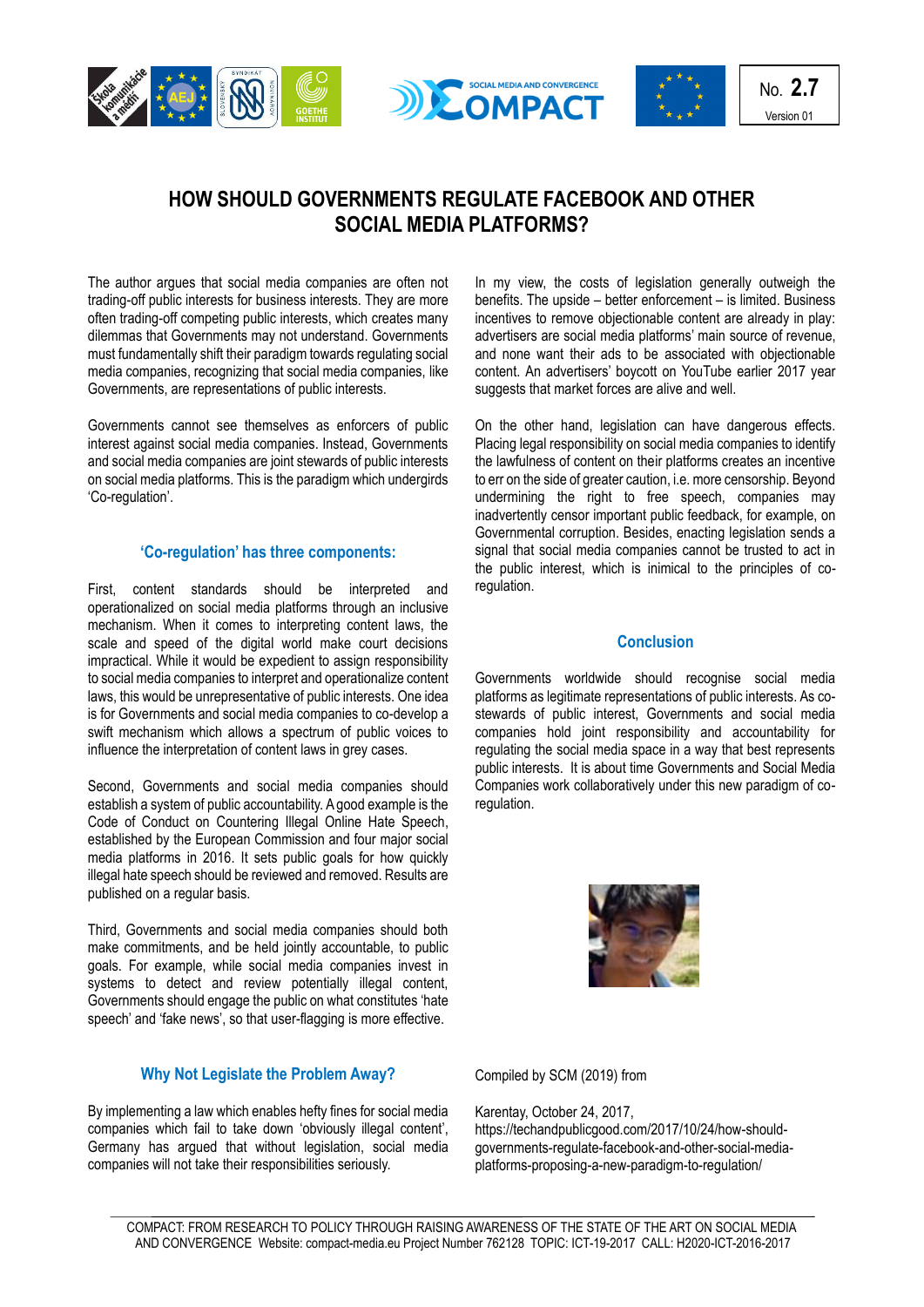No. 2.7
Version 01

# HOW SHOULD GOVERNMENTS REGULATE FACEBOOK AND OTHER SOCIAL MEDIA PLATFORMS?

The author argues that social media companies are often not trading-off public interests for business interests. They are more often trading-off competing public interests, which creates many dilemmas that Governments may not understand. Governments must fundamentally shift their paradigm towards regulating social media companies, recognizing that social media companies, like Governments, are representations of public interests.

Governments cannot see themselves as enforcers of public interest against social media companies. Instead, Governments and social media companies are joint stewards of public interests on social media platforms. This is the paradigm which undergirds 'Co-regulation'.

## 'Co-regulation' has three components:

First, content standards should be interpreted and operationalized on social media platforms through an inclusive mechanism. When it comes to interpreting content laws, the scale and speed of the digital world make court decisions impractical. While it would be expedient to assign responsibility to social media companies to interpret and operationalize content laws, this would be unrepresentative of public interests. One idea is for Governments and social media companies to co-develop a swift mechanism which allows a spectrum of public voices to influence the interpretation of content laws in grey cases.

Second, Governments and social media companies should establish a system of public accountability. A good example is the Code of Conduct on Countering Illegal Online Hate Speech, established by the European Commission and four major social media platforms in 2016. It sets public goals for how quickly illegal hate speech should be reviewed and removed. Results are published on a regular basis.

Third, Governments and social media companies should both make commitments, and be held jointly accountable, to public goals. For example, while social media companies invest in systems to detect and review potentially illegal content, Governments should engage the public on what constitutes 'hate speech' and 'fake news', so that user-flagging is more effective.

## Why Not Legislate the Problem Away?

By implementing a law which enables hefty fines for social media companies which fail to take down 'obviously illegal content', Germany has argued that without legislation, social media companies will not take their responsibilities seriously.

In my view, the costs of legislation generally outweigh the benefits. The upside – better enforcement – is limited. Business incentives to remove objectionable content are already in play: advertisers are social media platforms' main source of revenue, and none want their ads to be associated with objectionable content. An advertisers' boycott on YouTube earlier 2017 year suggests that market forces are alive and well.

On the other hand, legislation can have dangerous effects. Placing legal responsibility on social media companies to identify the lawfulness of content on their platforms creates an incentive to err on the side of greater caution, i.e. more censorship. Beyond undermining the right to free speech, companies may inadvertently censor important public feedback, for example, on Governmental corruption. Besides, enacting legislation sends a signal that social media companies cannot be trusted to act in the public interest, which is inimical to the principles of co-regulation.

## Conclusion

Governments worldwide should recognise social media platforms as legitimate representations of public interests. As co-stewards of public interest, Governments and social media companies hold joint responsibility and accountability for regulating the social media space in a way that best represents public interests. It is about time Governments and Social Media Companies work collaboratively under this new paradigm of co-regulation.

Compiled by SCM (2019) from

Karentay, October 24, 2017,
https://techandpublicgood.com/2017/10/24/how-should-governments-regulate-facebook-and-other-social-media-platforms-proposing-a-new-paradigm-to-regulation/